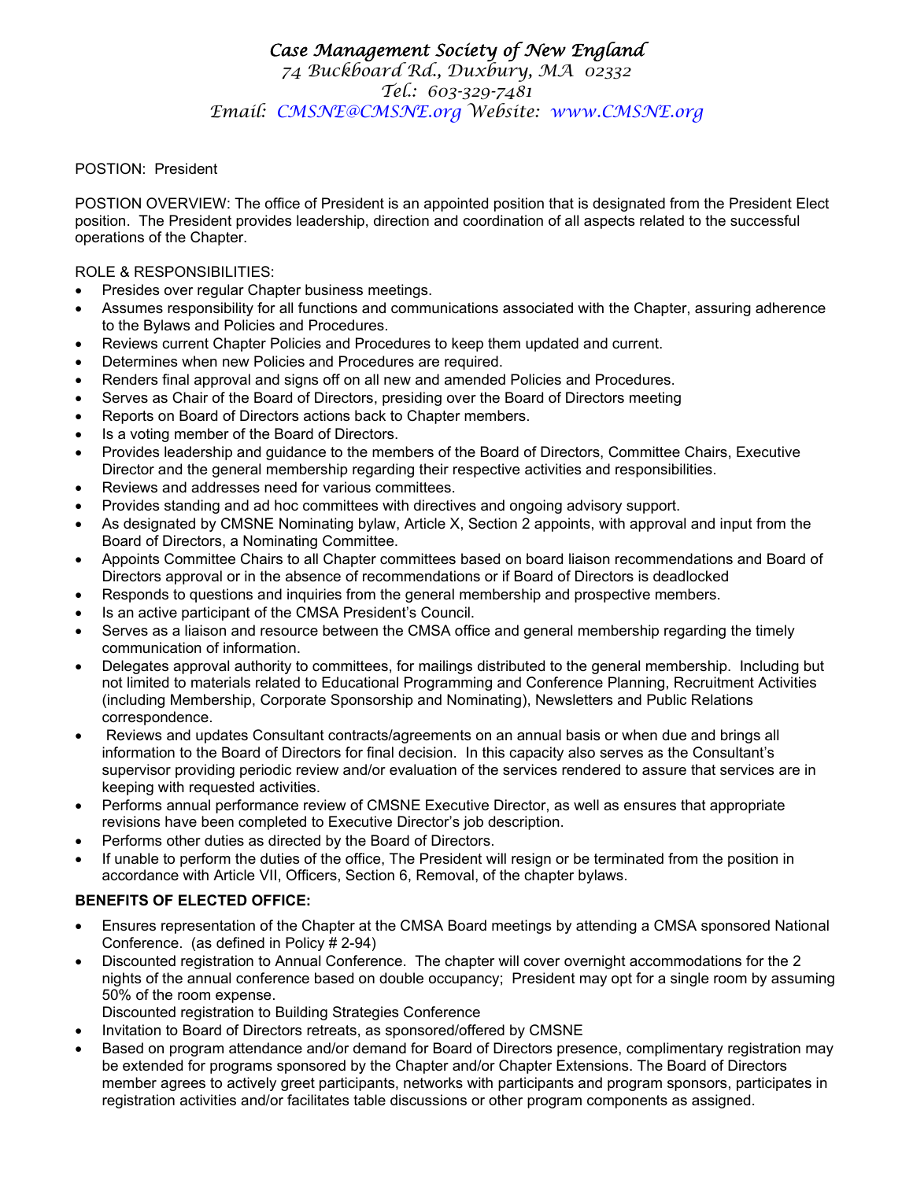# *Case Management Society of New England*

*74 Buckboard Rd., Duxbury, MA 02332*
*Tel.: 603-329-7481*
*Email: CMSNE@CMSNE.org Website: www.CMSNE.org*

POSTION: President

POSTION OVERVIEW: The office of President is an appointed position that is designated from the President Elect position. The President provides leadership, direction and coordination of all aspects related to the successful operations of the Chapter.

ROLE & RESPONSIBILITIES:

- Presides over regular Chapter business meetings.
- Assumes responsibility for all functions and communications associated with the Chapter, assuring adherence to the Bylaws and Policies and Procedures.
- Reviews current Chapter Policies and Procedures to keep them updated and current.
- Determines when new Policies and Procedures are required.
- Renders final approval and signs off on all new and amended Policies and Procedures.
- Serves as Chair of the Board of Directors, presiding over the Board of Directors meeting
- Reports on Board of Directors actions back to Chapter members.
- Is a voting member of the Board of Directors.
- Provides leadership and guidance to the members of the Board of Directors, Committee Chairs, Executive Director and the general membership regarding their respective activities and responsibilities.
- Reviews and addresses need for various committees.
- Provides standing and ad hoc committees with directives and ongoing advisory support.
- As designated by CMSNE Nominating bylaw, Article X, Section 2 appoints, with approval and input from the Board of Directors, a Nominating Committee.
- Appoints Committee Chairs to all Chapter committees based on board liaison recommendations and Board of Directors approval or in the absence of recommendations or if Board of Directors is deadlocked
- Responds to questions and inquiries from the general membership and prospective members.
- Is an active participant of the CMSA President's Council.
- Serves as a liaison and resource between the CMSA office and general membership regarding the timely communication of information.
- Delegates approval authority to committees, for mailings distributed to the general membership. Including but not limited to materials related to Educational Programming and Conference Planning, Recruitment Activities (including Membership, Corporate Sponsorship and Nominating), Newsletters and Public Relations correspondence.
- Reviews and updates Consultant contracts/agreements on an annual basis or when due and brings all information to the Board of Directors for final decision. In this capacity also serves as the Consultant's supervisor providing periodic review and/or evaluation of the services rendered to assure that services are in keeping with requested activities.
- Performs annual performance review of CMSNE Executive Director, as well as ensures that appropriate revisions have been completed to Executive Director's job description.
- Performs other duties as directed by the Board of Directors.
- If unable to perform the duties of the office, The President will resign or be terminated from the position in accordance with Article VII, Officers, Section 6, Removal, of the chapter bylaws.

**BENEFITS OF ELECTED OFFICE:**

- Ensures representation of the Chapter at the CMSA Board meetings by attending a CMSA sponsored National Conference. (as defined in Policy # 2-94)
- Discounted registration to Annual Conference. The chapter will cover overnight accommodations for the 2 nights of the annual conference based on double occupancy; President may opt for a single room by assuming 50% of the room expense.
  Discounted registration to Building Strategies Conference
- Invitation to Board of Directors retreats, as sponsored/offered by CMSNE
- Based on program attendance and/or demand for Board of Directors presence, complimentary registration may be extended for programs sponsored by the Chapter and/or Chapter Extensions. The Board of Directors member agrees to actively greet participants, networks with participants and program sponsors, participates in registration activities and/or facilitates table discussions or other program components as assigned.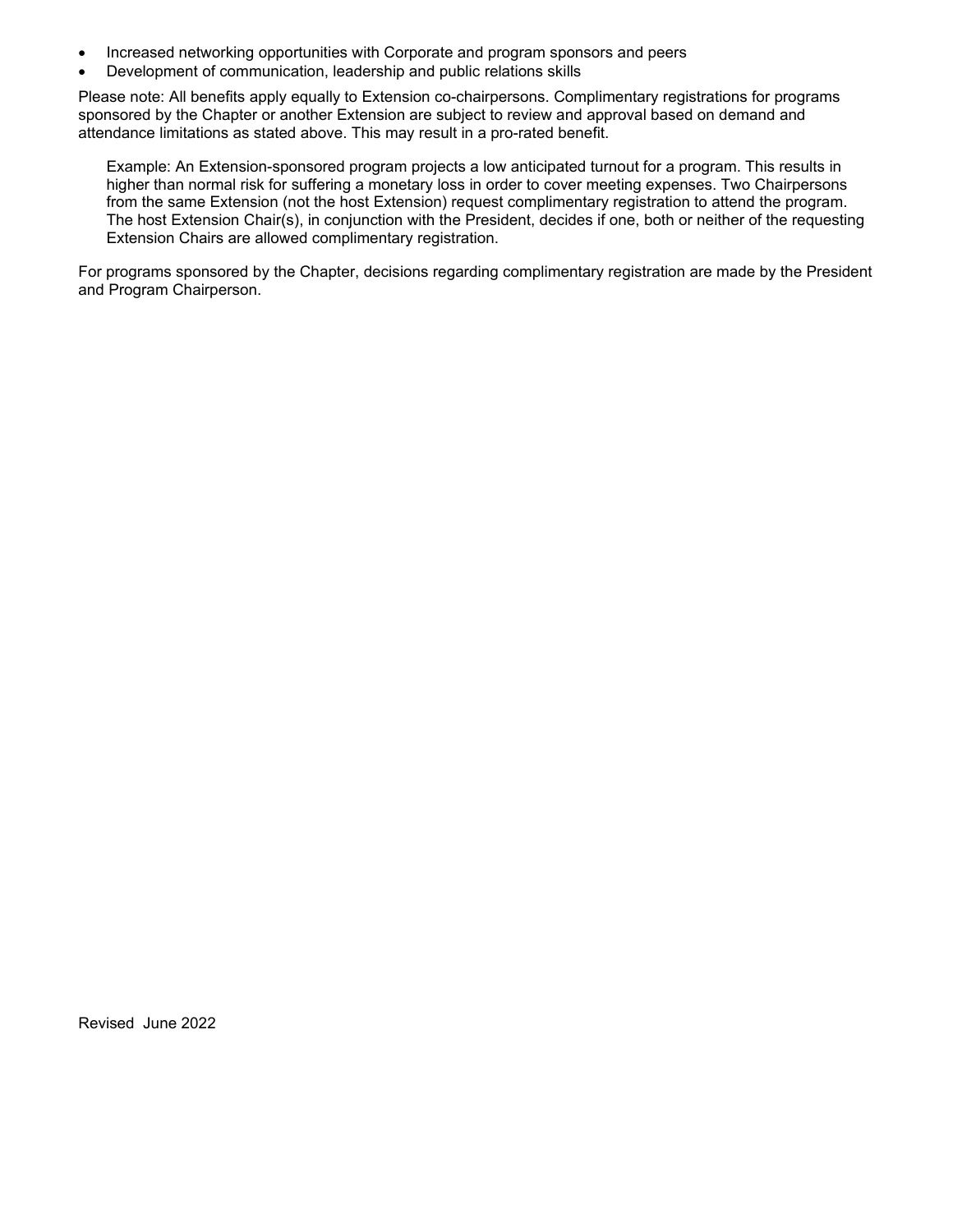- Increased networking opportunities with Corporate and program sponsors and peers
- Development of communication, leadership and public relations skills

Please note: All benefits apply equally to Extension co-chairpersons. Complimentary registrations for programs sponsored by the Chapter or another Extension are subject to review and approval based on demand and attendance limitations as stated above. This may result in a pro-rated benefit.

> Example: An Extension-sponsored program projects a low anticipated turnout for a program. This results in higher than normal risk for suffering a monetary loss in order to cover meeting expenses. Two Chairpersons from the same Extension (not the host Extension) request complimentary registration to attend the program. The host Extension Chair(s), in conjunction with the President, decides if one, both or neither of the requesting Extension Chairs are allowed complimentary registration.

For programs sponsored by the Chapter, decisions regarding complimentary registration are made by the President and Program Chairperson.

Revised June 2022